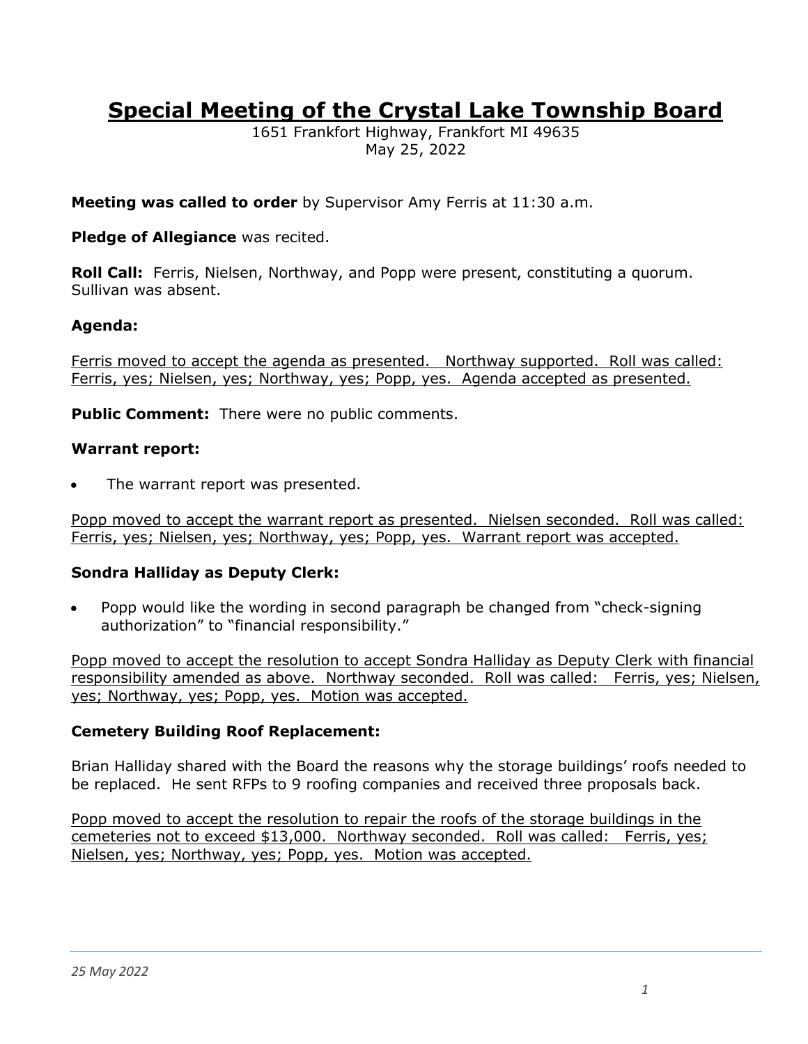# Special Meeting of the Crystal Lake Township Board

1651 Frankfort Highway, Frankfort MI 49635
May 25, 2022

**Meeting was called to order** by Supervisor Amy Ferris at 11:30 a.m.

**Pledge of Allegiance** was recited.

**Roll Call:** Ferris, Nielsen, Northway, and Popp were present, constituting a quorum. Sullivan was absent.

**Agenda:**

<u>Ferris moved to accept the agenda as presented. Northway supported. Roll was called: Ferris, yes; Nielsen, yes; Northway, yes; Popp, yes. Agenda accepted as presented.</u>

**Public Comment:** There were no public comments.

**Warrant report:**

- The warrant report was presented.

<u>Popp moved to accept the warrant report as presented. Nielsen seconded. Roll was called: Ferris, yes; Nielsen, yes; Northway, yes; Popp, yes. Warrant report was accepted.</u>

**Sondra Halliday as Deputy Clerk:**

- Popp would like the wording in second paragraph be changed from "check-signing authorization" to "financial responsibility."

<u>Popp moved to accept the resolution to accept Sondra Halliday as Deputy Clerk with financial responsibility amended as above. Northway seconded. Roll was called: Ferris, yes; Nielsen, yes; Northway, yes; Popp, yes. Motion was accepted.</u>

**Cemetery Building Roof Replacement:**

Brian Halliday shared with the Board the reasons why the storage buildings' roofs needed to be replaced. He sent RFPs to 9 roofing companies and received three proposals back.

<u>Popp moved to accept the resolution to repair the roofs of the storage buildings in the cemeteries not to exceed $13,000. Northway seconded. Roll was called: Ferris, yes; Nielsen, yes; Northway, yes; Popp, yes. Motion was accepted.</u>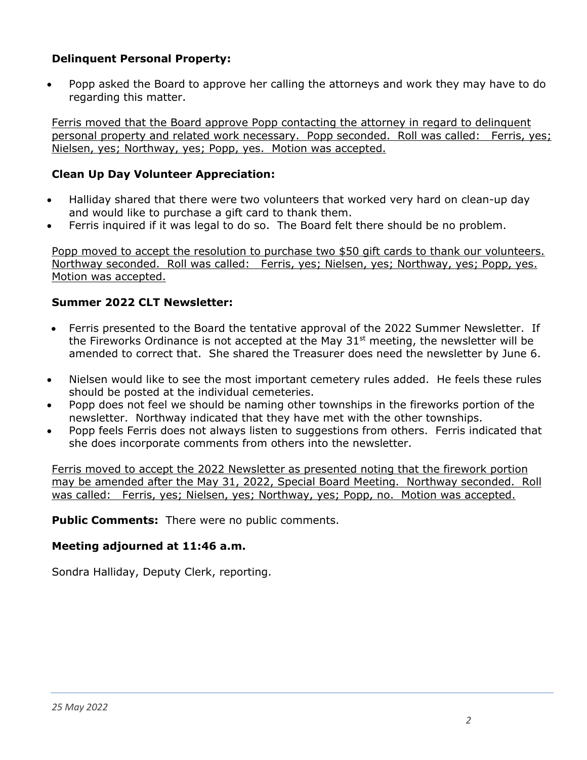**Delinquent Personal Property:**

- Popp asked the Board to approve her calling the attorneys and work they may have to do regarding this matter.

Ferris moved that the Board approve Popp contacting the attorney in regard to delinquent personal property and related work necessary. Popp seconded. Roll was called: Ferris, yes; Nielsen, yes; Northway, yes; Popp, yes. Motion was accepted.

**Clean Up Day Volunteer Appreciation:**

- Halliday shared that there were two volunteers that worked very hard on clean-up day and would like to purchase a gift card to thank them.
- Ferris inquired if it was legal to do so. The Board felt there should be no problem.

Popp moved to accept the resolution to purchase two $50 gift cards to thank our volunteers. Northway seconded. Roll was called: Ferris, yes; Nielsen, yes; Northway, yes; Popp, yes. Motion was accepted.

**Summer 2022 CLT Newsletter:**

- Ferris presented to the Board the tentative approval of the 2022 Summer Newsletter. If the Fireworks Ordinance is not accepted at the May 31st meeting, the newsletter will be amended to correct that. She shared the Treasurer does need the newsletter by June 6.
- Nielsen would like to see the most important cemetery rules added. He feels these rules should be posted at the individual cemeteries.
- Popp does not feel we should be naming other townships in the fireworks portion of the newsletter. Northway indicated that they have met with the other townships.
- Popp feels Ferris does not always listen to suggestions from others. Ferris indicated that she does incorporate comments from others into the newsletter.

Ferris moved to accept the 2022 Newsletter as presented noting that the firework portion may be amended after the May 31, 2022, Special Board Meeting. Northway seconded. Roll was called: Ferris, yes; Nielsen, yes; Northway, yes; Popp, no. Motion was accepted.

**Public Comments:** There were no public comments.

**Meeting adjourned at 11:46 a.m.**

Sondra Halliday, Deputy Clerk, reporting.